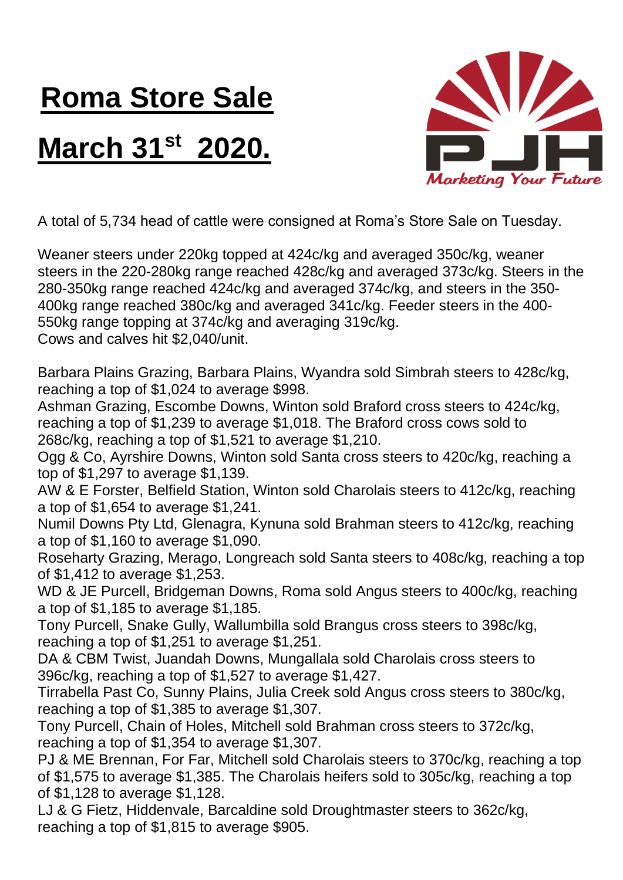# Roma Store Sale

# March 31st 2020.

PJH Marketing Your Future

A total of 5,734 head of cattle were consigned at Roma's Store Sale on Tuesday.

Weaner steers under 220kg topped at 424c/kg and averaged 350c/kg, weaner steers in the 220-280kg range reached 428c/kg and averaged 373c/kg. Steers in the 280-350kg range reached 424c/kg and averaged 374c/kg, and steers in the 350-400kg range reached 380c/kg and averaged 341c/kg. Feeder steers in the 400-550kg range topping at 374c/kg and averaging 319c/kg.
Cows and calves hit $2,040/unit.

Barbara Plains Grazing, Barbara Plains, Wyandra sold Simbrah steers to 428c/kg, reaching a top of $1,024 to average $998.
Ashman Grazing, Escombe Downs, Winton sold Braford cross steers to 424c/kg, reaching a top of $1,239 to average $1,018. The Braford cross cows sold to 268c/kg, reaching a top of $1,521 to average $1,210.
Ogg & Co, Ayrshire Downs, Winton sold Santa cross steers to 420c/kg, reaching a top of $1,297 to average $1,139.
AW & E Forster, Belfield Station, Winton sold Charolais steers to 412c/kg, reaching a top of $1,654 to average $1,241.
Numil Downs Pty Ltd, Glenagra, Kynuna sold Brahman steers to 412c/kg, reaching a top of $1,160 to average $1,090.
Roseharty Grazing, Merago, Longreach sold Santa steers to 408c/kg, reaching a top of $1,412 to average $1,253.
WD & JE Purcell, Bridgeman Downs, Roma sold Angus steers to 400c/kg, reaching a top of $1,185 to average $1,185.
Tony Purcell, Snake Gully, Wallumbilla sold Brangus cross steers to 398c/kg, reaching a top of $1,251 to average $1,251.
DA & CBM Twist, Juandah Downs, Mungallala sold Charolais cross steers to 396c/kg, reaching a top of $1,527 to average $1,427.
Tirrabella Past Co, Sunny Plains, Julia Creek sold Angus cross steers to 380c/kg, reaching a top of $1,385 to average $1,307.
Tony Purcell, Chain of Holes, Mitchell sold Brahman cross steers to 372c/kg, reaching a top of $1,354 to average $1,307.
PJ & ME Brennan, For Far, Mitchell sold Charolais steers to 370c/kg, reaching a top of $1,575 to average $1,385. The Charolais heifers sold to 305c/kg, reaching a top of $1,128 to average $1,128.
LJ & G Fietz, Hiddenvale, Barcaldine sold Droughtmaster steers to 362c/kg, reaching a top of $1,815 to average $905.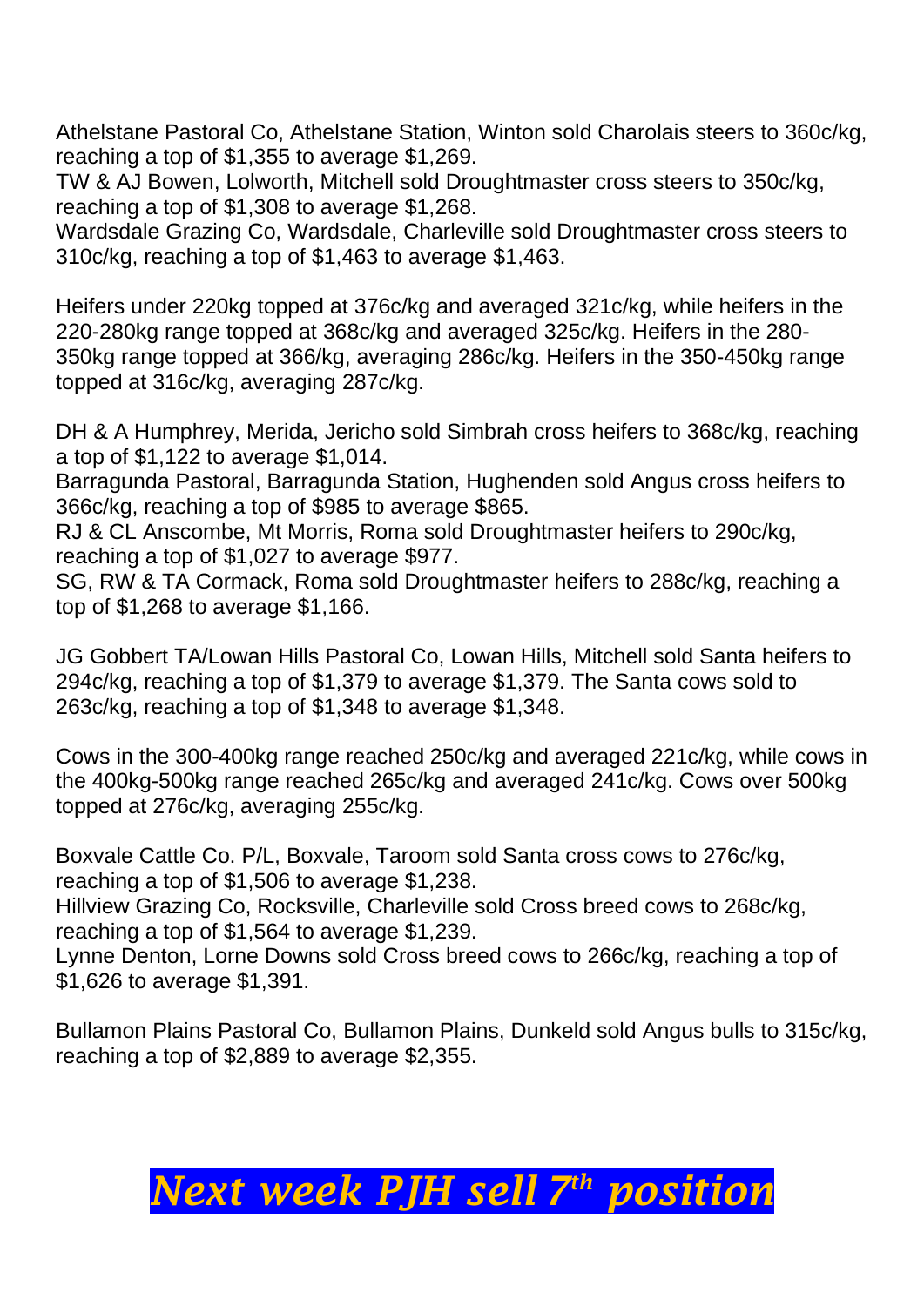Athelstane Pastoral Co, Athelstane Station, Winton sold Charolais steers to 360c/kg, reaching a top of $1,355 to average $1,269.
TW & AJ Bowen, Lolworth, Mitchell sold Droughtmaster cross steers to 350c/kg, reaching a top of $1,308 to average $1,268.
Wardsdale Grazing Co, Wardsdale, Charleville sold Droughtmaster cross steers to 310c/kg, reaching a top of $1,463 to average $1,463.

Heifers under 220kg topped at 376c/kg and averaged 321c/kg, while heifers in the 220-280kg range topped at 368c/kg and averaged 325c/kg. Heifers in the 280-350kg range topped at 366/kg, averaging 286c/kg. Heifers in the 350-450kg range topped at 316c/kg, averaging 287c/kg.

DH & A Humphrey, Merida, Jericho sold Simbrah cross heifers to 368c/kg, reaching a top of $1,122 to average $1,014.
Barragunda Pastoral, Barragunda Station, Hughenden sold Angus cross heifers to 366c/kg, reaching a top of $985 to average $865.
RJ & CL Anscombe, Mt Morris, Roma sold Droughtmaster heifers to 290c/kg, reaching a top of $1,027 to average $977.
SG, RW & TA Cormack, Roma sold Droughtmaster heifers to 288c/kg, reaching a top of $1,268 to average $1,166.

JG Gobbert TA/Lowan Hills Pastoral Co, Lowan Hills, Mitchell sold Santa heifers to 294c/kg, reaching a top of $1,379 to average $1,379. The Santa cows sold to 263c/kg, reaching a top of $1,348 to average $1,348.

Cows in the 300-400kg range reached 250c/kg and averaged 221c/kg, while cows in the 400kg-500kg range reached 265c/kg and averaged 241c/kg. Cows over 500kg topped at 276c/kg, averaging 255c/kg.

Boxvale Cattle Co. P/L, Boxvale, Taroom sold Santa cross cows to 276c/kg, reaching a top of $1,506 to average $1,238.
Hillview Grazing Co, Rocksville, Charleville sold Cross breed cows to 268c/kg, reaching a top of $1,564 to average $1,239.
Lynne Denton, Lorne Downs sold Cross breed cows to 266c/kg, reaching a top of $1,626 to average $1,391.

Bullamon Plains Pastoral Co, Bullamon Plains, Dunkeld sold Angus bulls to 315c/kg, reaching a top of $2,889 to average $2,355.

***Next week PJH sell 7th position***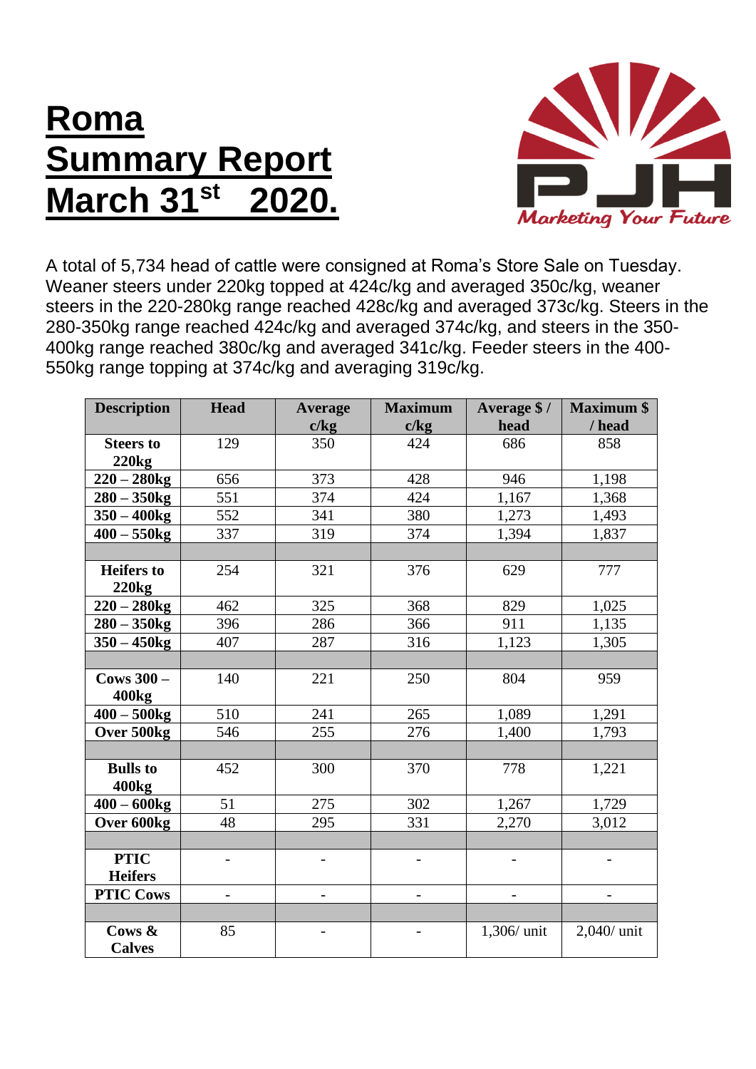# Roma Summary Report March 31st 2020.

PJH

*Marketing Your Future*

A total of 5,734 head of cattle were consigned at Roma's Store Sale on Tuesday. Weaner steers under 220kg topped at 424c/kg and averaged 350c/kg, weaner steers in the 220-280kg range reached 428c/kg and averaged 373c/kg. Steers in the 280-350kg range reached 424c/kg and averaged 374c/kg, and steers in the 350-400kg range reached 380c/kg and averaged 341c/kg. Feeder steers in the 400-550kg range topping at 374c/kg and averaging 319c/kg.

| Description | Head | Average c/kg | Maximum c/kg | Average $ / head | Maximum $ / head |
|---|---|---|---|---|---|
| **Steers to 220kg** | 129 | 350 | 424 | 686 | 858 |
| **220 – 280kg** | 656 | 373 | 428 | 946 | 1,198 |
| **280 – 350kg** | 551 | 374 | 424 | 1,167 | 1,368 |
| **350 – 400kg** | 552 | 341 | 380 | 1,273 | 1,493 |
| **400 – 550kg** | 337 | 319 | 374 | 1,394 | 1,837 |
| | | | | | |
| **Heifers to 220kg** | 254 | 321 | 376 | 629 | 777 |
| **220 – 280kg** | 462 | 325 | 368 | 829 | 1,025 |
| **280 – 350kg** | 396 | 286 | 366 | 911 | 1,135 |
| **350 – 450kg** | 407 | 287 | 316 | 1,123 | 1,305 |
| | | | | | |
| **Cows 300 – 400kg** | 140 | 221 | 250 | 804 | 959 |
| **400 – 500kg** | 510 | 241 | 265 | 1,089 | 1,291 |
| **Over 500kg** | 546 | 255 | 276 | 1,400 | 1,793 |
| | | | | | |
| **Bulls to 400kg** | 452 | 300 | 370 | 778 | 1,221 |
| **400 – 600kg** | 51 | 275 | 302 | 1,267 | 1,729 |
| **Over 600kg** | 48 | 295 | 331 | 2,270 | 3,012 |
| | | | | | |
| **PTIC Heifers** | - | - | - | - | - |
| **PTIC Cows** | - | - | - | - | - |
| | | | | | |
| **Cows & Calves** | 85 | - | - | 1,306/ unit | 2,040/ unit |